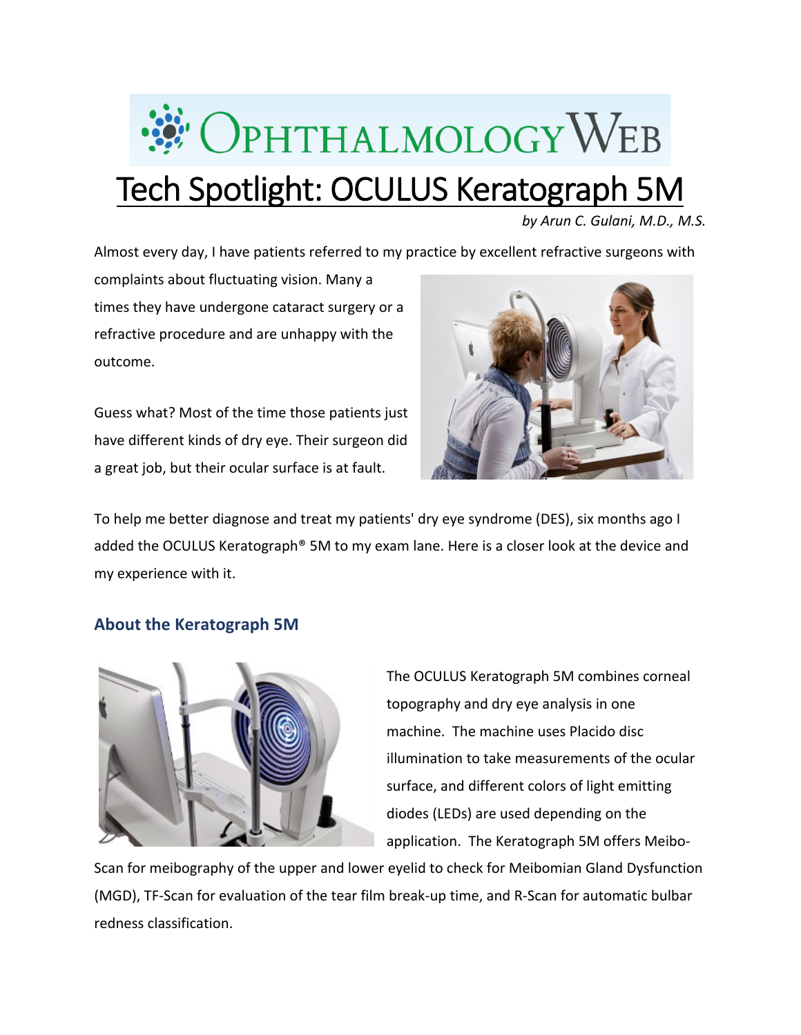# Tech Spotlight: OCULUS Keratograph 5M

*by Arun C. Gulani, M.D., M.S.*

Almost every day, I have patients referred to my practice by excellent refractive surgeons with complaints about fluctuating vision. Many a times they have undergone cataract surgery or a refractive procedure and are unhappy with the outcome.

Guess what? Most of the time those patients just have different kinds of dry eye. Their surgeon did a great job, but their ocular surface is at fault.

To help me better diagnose and treat my patients' dry eye syndrome (DES), six months ago I added the OCULUS Keratograph® 5M to my exam lane. Here is a closer look at the device and my experience with it.

## About the Keratograph 5M

The OCULUS Keratograph 5M combines corneal topography and dry eye analysis in one machine. The machine uses Placido disc illumination to take measurements of the ocular surface, and different colors of light emitting diodes (LEDs) are used depending on the application. The Keratograph 5M offers Meibo-Scan for meibography of the upper and lower eyelid to check for Meibomian Gland Dysfunction (MGD), TF-Scan for evaluation of the tear film break-up time, and R-Scan for automatic bulbar redness classification.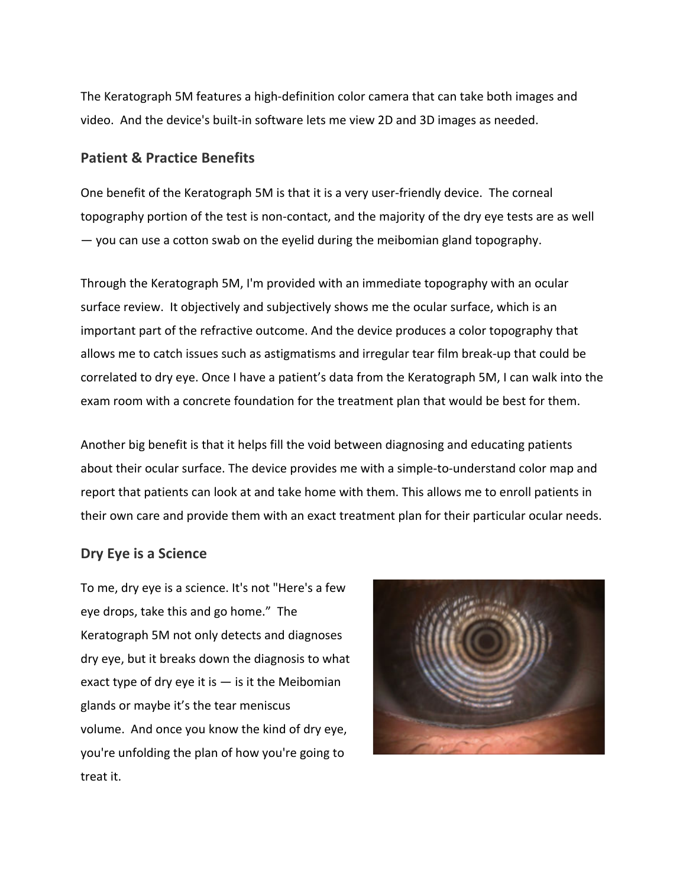The Keratograph 5M features a high-definition color camera that can take both images and video.  And the device's built-in software lets me view 2D and 3D images as needed.

## Patient & Practice Benefits

One benefit of the Keratograph 5M is that it is a very user-friendly device.  The corneal topography portion of the test is non-contact, and the majority of the dry eye tests are as well — you can use a cotton swab on the eyelid during the meibomian gland topography.

Through the Keratograph 5M, I'm provided with an immediate topography with an ocular surface review.  It objectively and subjectively shows me the ocular surface, which is an important part of the refractive outcome. And the device produces a color topography that allows me to catch issues such as astigmatisms and irregular tear film break-up that could be correlated to dry eye. Once I have a patient's data from the Keratograph 5M, I can walk into the exam room with a concrete foundation for the treatment plan that would be best for them.

Another big benefit is that it helps fill the void between diagnosing and educating patients about their ocular surface. The device provides me with a simple-to-understand color map and report that patients can look at and take home with them. This allows me to enroll patients in their own care and provide them with an exact treatment plan for their particular ocular needs.

## Dry Eye is a Science

To me, dry eye is a science. It's not "Here's a few eye drops, take this and go home."  The Keratograph 5M not only detects and diagnoses dry eye, but it breaks down the diagnosis to what exact type of dry eye it is — is it the Meibomian glands or maybe it's the tear meniscus volume.  And once you know the kind of dry eye, you're unfolding the plan of how you're going to treat it.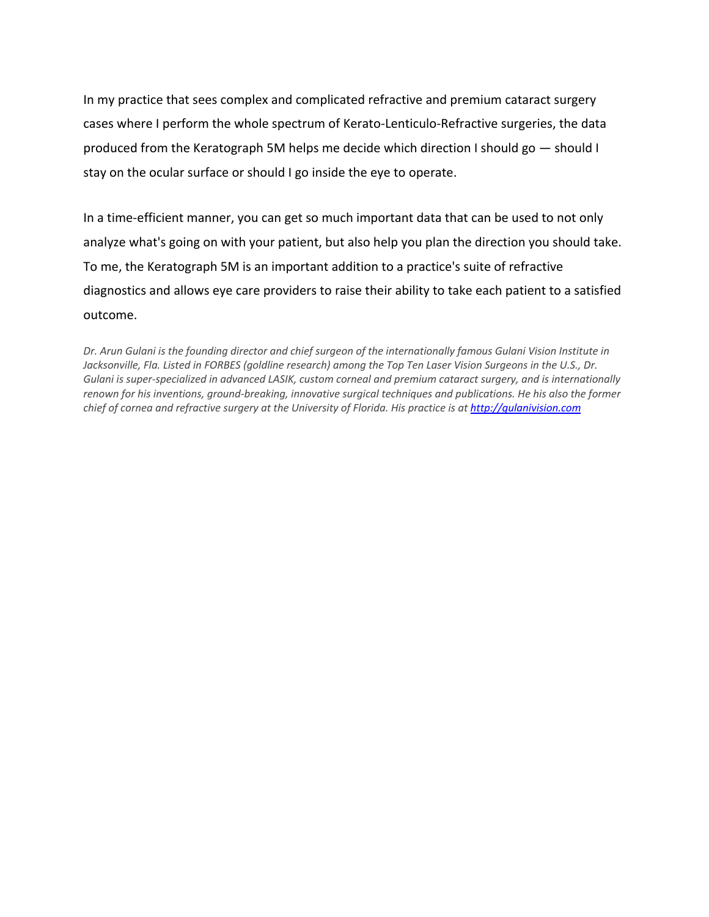In my practice that sees complex and complicated refractive and premium cataract surgery cases where I perform the whole spectrum of Kerato-Lenticulo-Refractive surgeries, the data produced from the Keratograph 5M helps me decide which direction I should go — should I stay on the ocular surface or should I go inside the eye to operate.

In a time-efficient manner, you can get so much important data that can be used to not only analyze what's going on with your patient, but also help you plan the direction you should take. To me, the Keratograph 5M is an important addition to a practice's suite of refractive diagnostics and allows eye care providers to raise their ability to take each patient to a satisfied outcome.

*Dr. Arun Gulani is the founding director and chief surgeon of the internationally famous Gulani Vision Institute in Jacksonville, Fla. Listed in FORBES (goldline research) among the Top Ten Laser Vision Surgeons in the U.S., Dr. Gulani is super-specialized in advanced LASIK, custom corneal and premium cataract surgery, and is internationally renown for his inventions, ground-breaking, innovative surgical techniques and publications. He his also the former chief of cornea and refractive surgery at the University of Florida. His practice is at [http://gulanivision.com](http://gulanivision.com)*